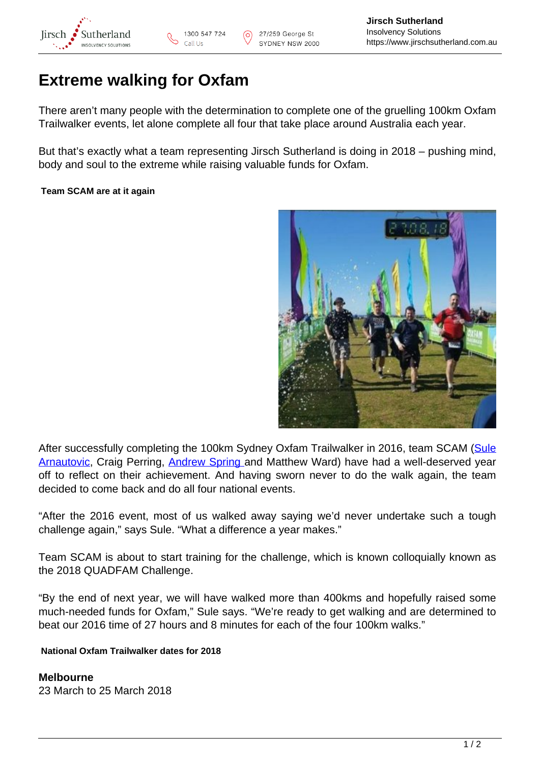# Extreme walking for Oxfam

There aren't many people with the determination to complete one of the gruelling 100km Oxfam Trailwalker events, let alone complete all four that take place around Australia each year.

But that's exactly what a team representing Jirsch Sutherland is doing in 2018 – pushing mind, body and soul to the extreme while raising valuable funds for Oxfam.

**Team SCAM are at it again**

After successfully completing the 100km Sydney Oxfam Trailwalker in 2016, team SCAM (Sule Arnautovic, Craig Perring, Andrew Spring and Matthew Ward) have had a well-deserved year off to reflect on their achievement. And having sworn never to do the walk again, the team decided to come back and do all four national events.

"After the 2016 event, most of us walked away saying we'd never undertake such a tough challenge again," says Sule. "What a difference a year makes."

Team SCAM is about to start training for the challenge, which is known colloquially known as the 2018 QUADFAM Challenge.

"By the end of next year, we will have walked more than 400kms and hopefully raised some much-needed funds for Oxfam," Sule says. "We're ready to get walking and are determined to beat our 2016 time of 27 hours and 8 minutes for each of the four 100km walks."

**National Oxfam Trailwalker dates for 2018**

**Melbourne**
23 March to 25 March 2018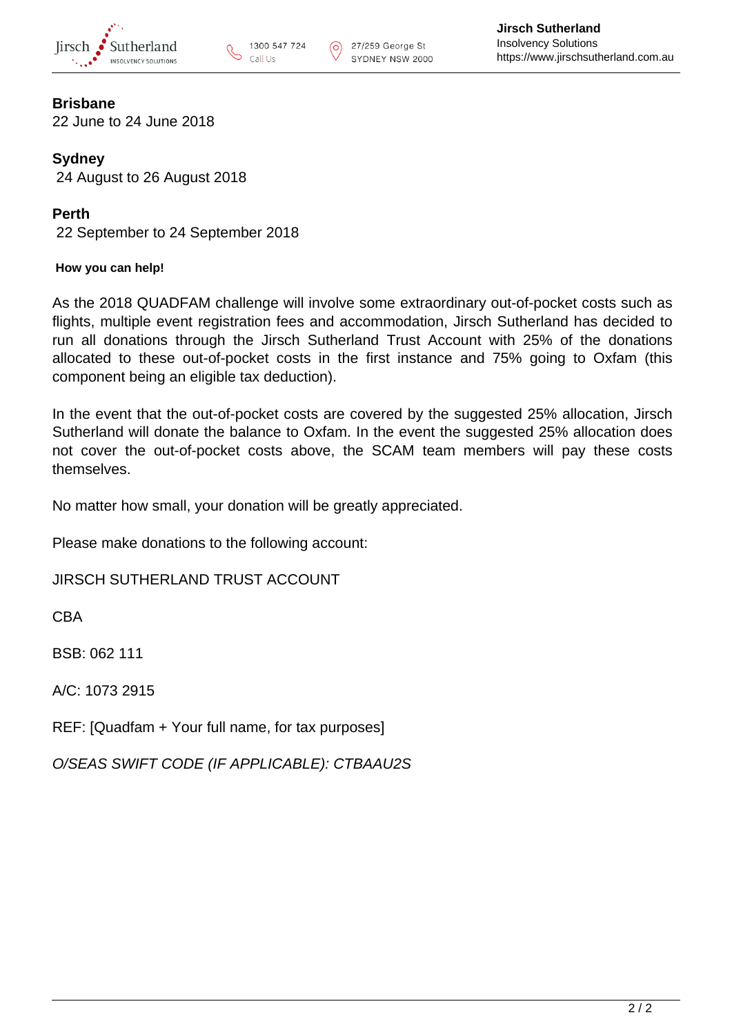**Brisbane**
22 June to 24 June 2018

**Sydney**
24 August to 26 August 2018

**Perth**
22 September to 24 September 2018

**How you can help!**

As the 2018 QUADFAM challenge will involve some extraordinary out-of-pocket costs such as flights, multiple event registration fees and accommodation, Jirsch Sutherland has decided to run all donations through the Jirsch Sutherland Trust Account with 25% of the donations allocated to these out-of-pocket costs in the first instance and 75% going to Oxfam (this component being an eligible tax deduction).

In the event that the out-of-pocket costs are covered by the suggested 25% allocation, Jirsch Sutherland will donate the balance to Oxfam. In the event the suggested 25% allocation does not cover the out-of-pocket costs above, the SCAM team members will pay these costs themselves.

No matter how small, your donation will be greatly appreciated.

Please make donations to the following account:

JIRSCH SUTHERLAND TRUST ACCOUNT

CBA

BSB: 062 111

A/C: 1073 2915

REF: [Quadfam + Your full name, for tax purposes]

*O/SEAS SWIFT CODE (IF APPLICABLE): CTBAAU2S*